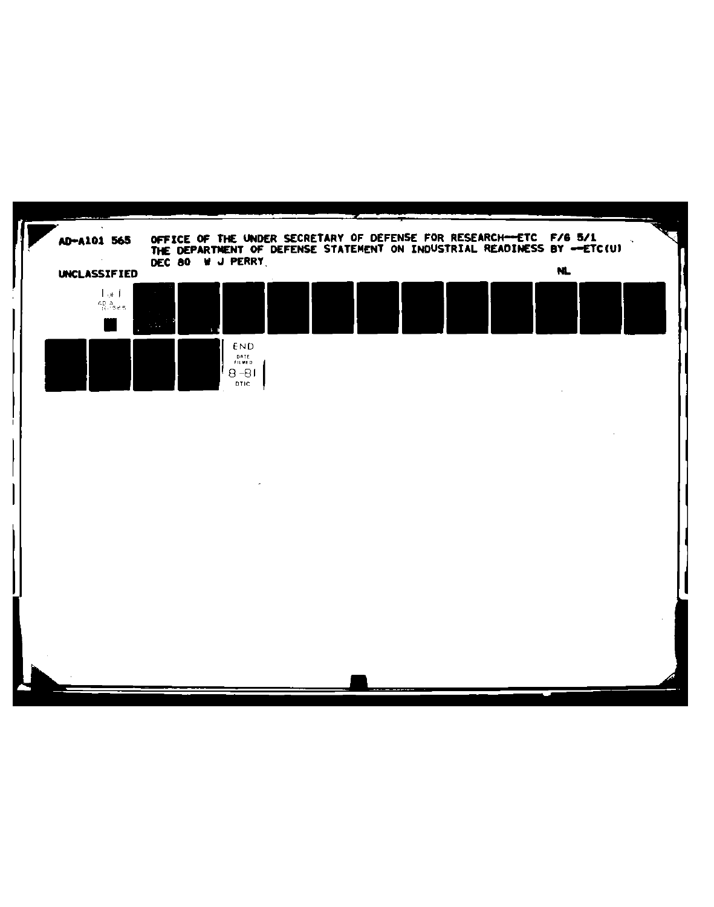AD-A101 565 OFFICE OF THE UNDER SECRETARY OF DEFENSE FOR RESEARCH--ETC F/6 5/1
THE DEPARTMENT OF DEFENSE STATEMENT ON INDUSTRIAL READINESS BY --ETC(U)
DEC 80 W J PERRY

UNCLASSIFIED NL

1 OF 1
AD A
101565

END
DATE
FILMED
8-81
DTIC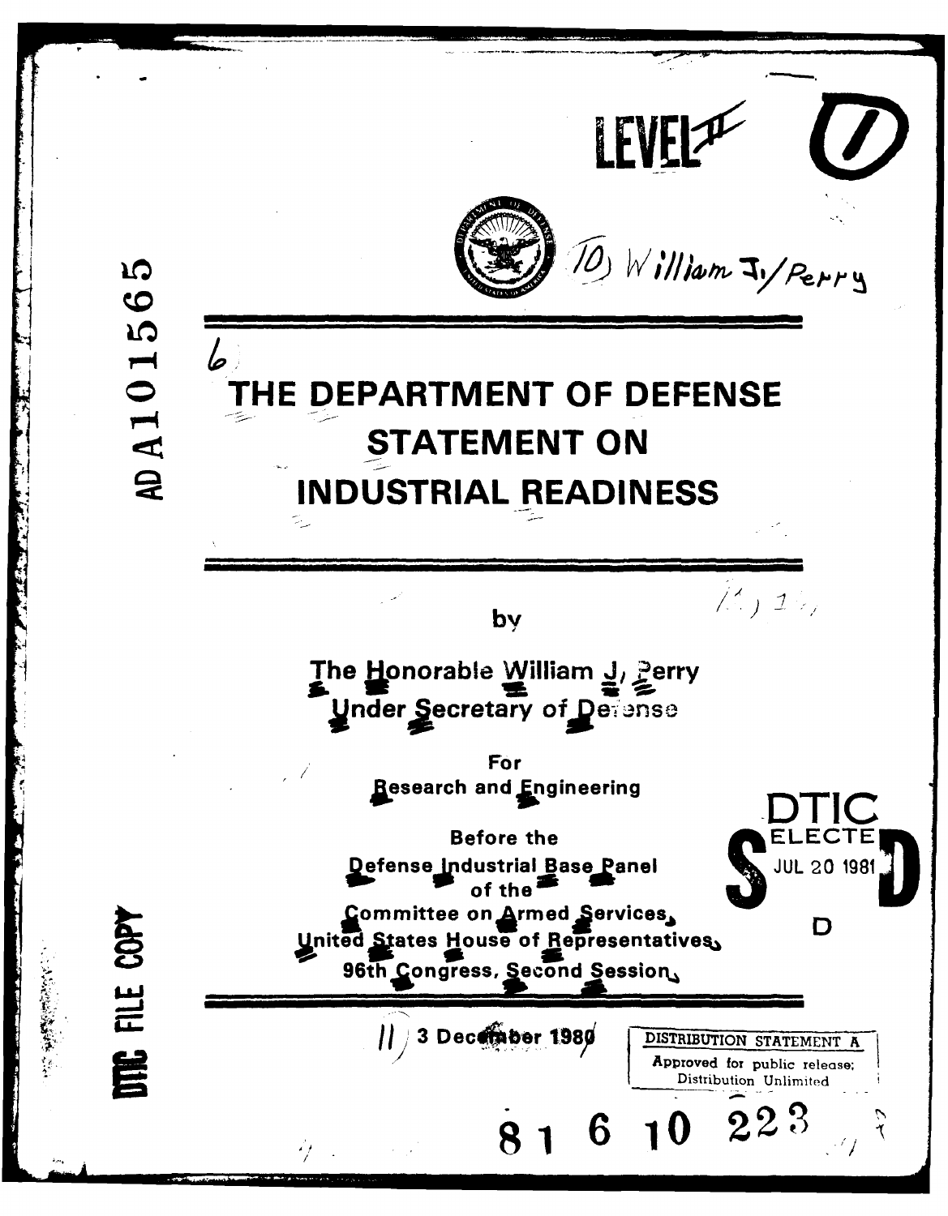LEVEL II

# THE DEPARTMENT OF DEFENSE STATEMENT ON INDUSTRIAL READINESS

by

The Honorable William J. Perry
Under Secretary of Defense

For
Research and Engineering

Before the
Defense Industrial Base Panel
of the
Committee on Armed Services,
United States House of Representatives,
96th Congress, Second Session,

3 December 1980

DISTRIBUTION STATEMENT A
Approved for public release;
Distribution Unlimited

DTIC ELECTE JUL 20 1981

AD A101565

DTIC FILE COPY

81 6 10 223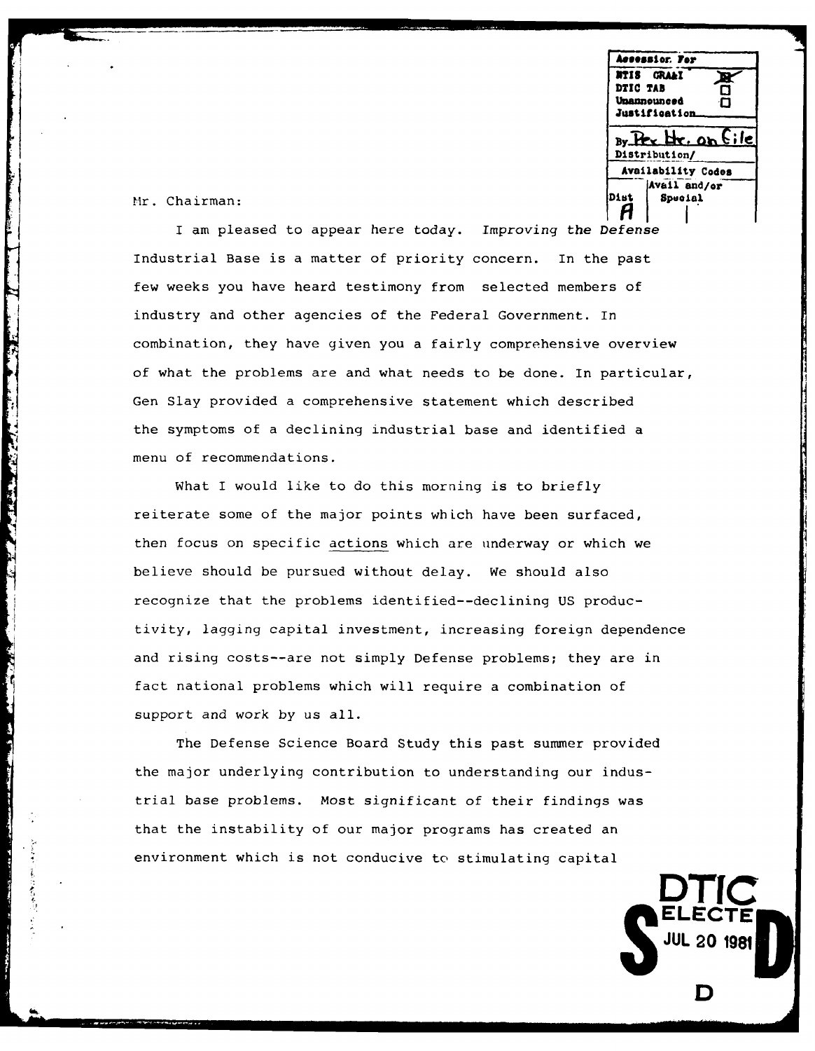Mr. Chairman:

I am pleased to appear here today. *Improving the Defense* Industrial Base is a matter of priority concern. In the past few weeks you have heard testimony from selected members of industry and other agencies of the Federal Government. In combination, they have given you a fairly comprehensive overview of what the problems are and what needs to be done. In particular, Gen Slay provided a comprehensive statement which described the symptoms of a declining industrial base and identified a menu of recommendations.

What I would like to do this morning is to briefly reiterate some of the major points which have been surfaced, then focus on specific actions which are underway or which we believe should be pursued without delay. We should also recognize that the problems identified--declining US productivity, lagging capital investment, increasing foreign dependence and rising costs--are not simply Defense problems; they are in fact national problems which will require a combination of support and work by us all.

The Defense Science Board Study this past summer provided the major underlying contribution to understanding our industrial base problems. Most significant of their findings was that the instability of our major programs has created an environment which is not conducive to stimulating capital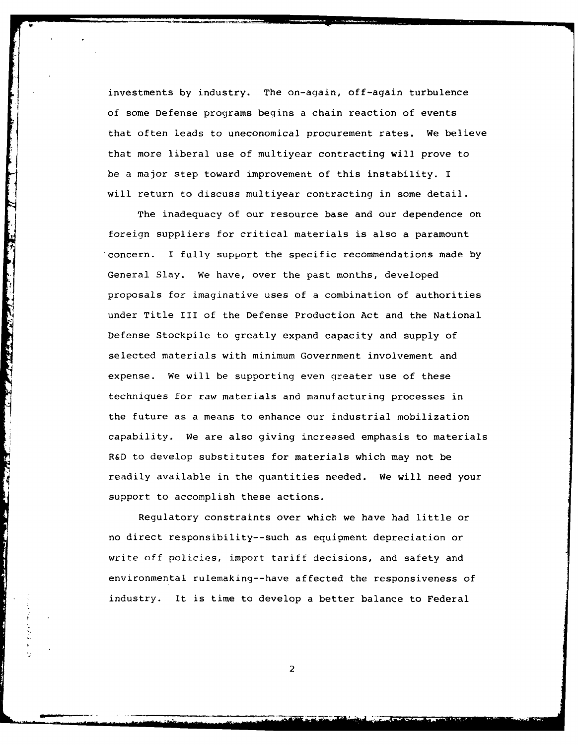investments by industry. The on-again, off-again turbulence of some Defense programs begins a chain reaction of events that often leads to uneconomical procurement rates. We believe that more liberal use of multiyear contracting will prove to be a major step toward improvement of this instability. I will return to discuss multiyear contracting in some detail.

The inadequacy of our resource base and our dependence on foreign suppliers for critical materials is also a paramount concern. I fully support the specific recommendations made by General Slay. We have, over the past months, developed proposals for imaginative uses of a combination of authorities under Title III of the Defense Production Act and the National Defense Stockpile to greatly expand capacity and supply of selected materials with minimum Government involvement and expense. We will be supporting even greater use of these techniques for raw materials and manufacturing processes in the future as a means to enhance our industrial mobilization capability. We are also giving increased emphasis to materials R&D to develop substitutes for materials which may not be readily available in the quantities needed. We will need your support to accomplish these actions.

Regulatory constraints over which we have had little or no direct responsibility--such as equipment depreciation or write off policies, import tariff decisions, and safety and environmental rulemaking--have affected the responsiveness of industry. It is time to develop a better balance to Federal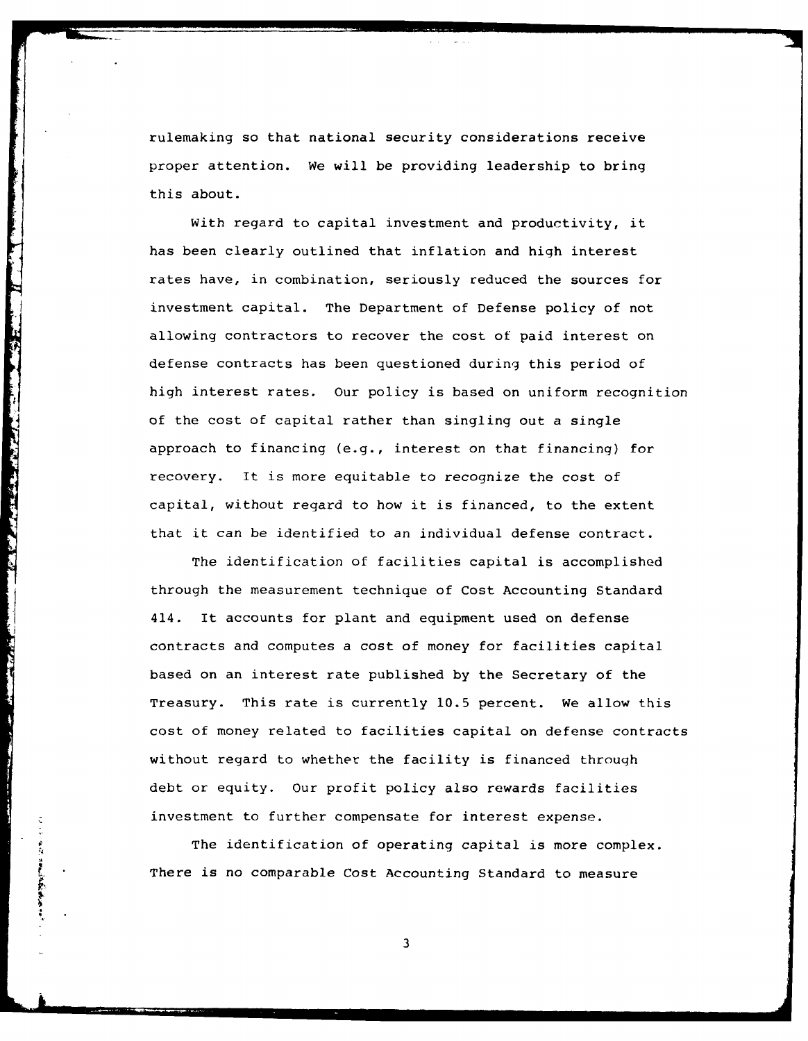rulemaking so that national security considerations receive proper attention. We will be providing leadership to bring this about.

With regard to capital investment and productivity, it has been clearly outlined that inflation and high interest rates have, in combination, seriously reduced the sources for investment capital. The Department of Defense policy of not allowing contractors to recover the cost of paid interest on defense contracts has been questioned during this period of high interest rates. Our policy is based on uniform recognition of the cost of capital rather than singling out a single approach to financing (e.g., interest on that financing) for recovery. It is more equitable to recognize the cost of capital, without regard to how it is financed, to the extent that it can be identified to an individual defense contract.

The identification of facilities capital is accomplished through the measurement technique of Cost Accounting Standard 414. It accounts for plant and equipment used on defense contracts and computes a cost of money for facilities capital based on an interest rate published by the Secretary of the Treasury. This rate is currently 10.5 percent. We allow this cost of money related to facilities capital on defense contracts without regard to whether the facility is financed through debt or equity. Our profit policy also rewards facilities investment to further compensate for interest expense.

The identification of operating capital is more complex. There is no comparable Cost Accounting Standard to measure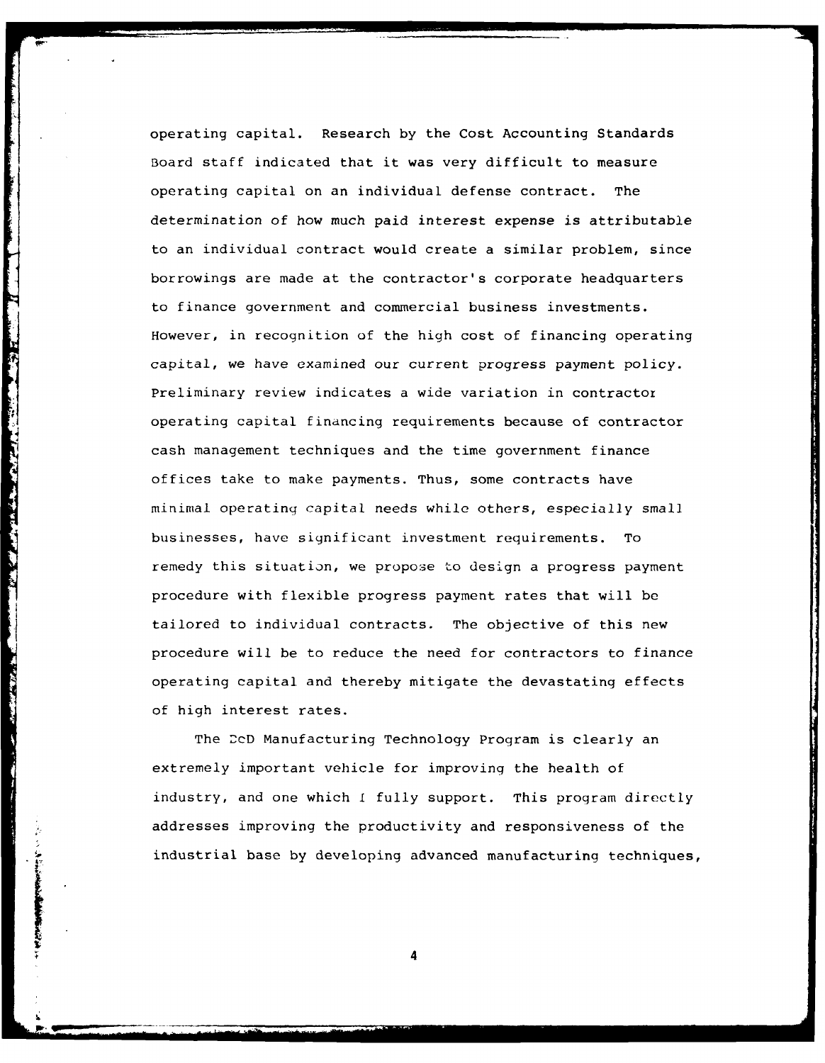operating capital. Research by the Cost Accounting Standards Board staff indicated that it was very difficult to measure operating capital on an individual defense contract. The determination of how much paid interest expense is attributable to an individual contract would create a similar problem, since borrowings are made at the contractor's corporate headquarters to finance government and commercial business investments. However, in recognition of the high cost of financing operating capital, we have examined our current progress payment policy. Preliminary review indicates a wide variation in contractor operating capital financing requirements because of contractor cash management techniques and the time government finance offices take to make payments. Thus, some contracts have minimal operating capital needs while others, especially small businesses, have significant investment requirements. To remedy this situation, we propose to design a progress payment procedure with flexible progress payment rates that will be tailored to individual contracts. The objective of this new procedure will be to reduce the need for contractors to finance operating capital and thereby mitigate the devastating effects of high interest rates.

The DoD Manufacturing Technology Program is clearly an extremely important vehicle for improving the health of industry, and one which I fully support. This program directly addresses improving the productivity and responsiveness of the industrial base by developing advanced manufacturing techniques,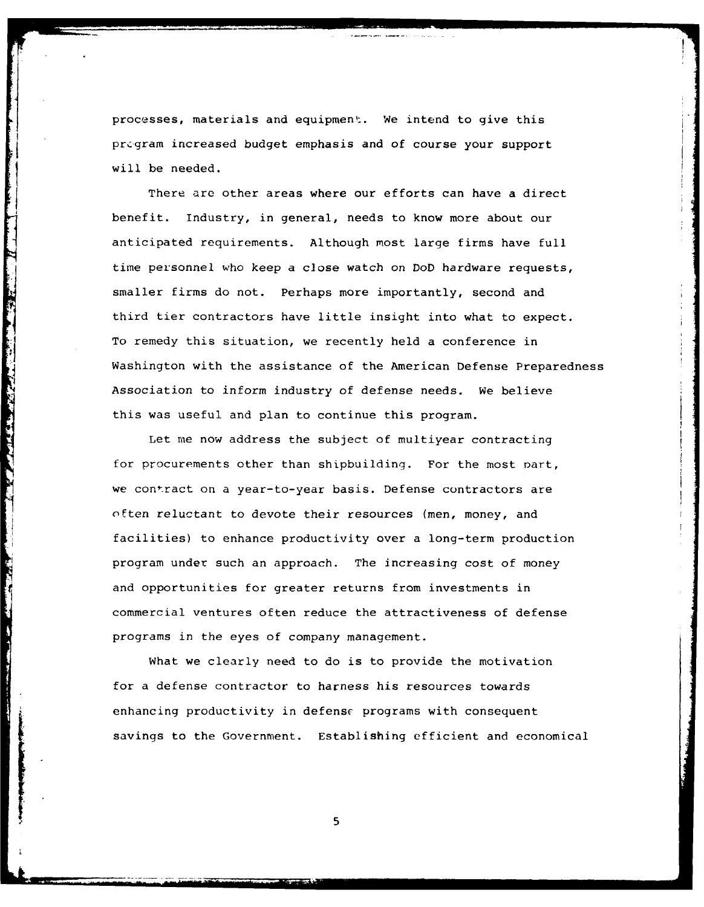processes, materials and equipment. We intend to give this program increased budget emphasis and of course your support will be needed.

There are other areas where our efforts can have a direct benefit. Industry, in general, needs to know more about our anticipated requirements. Although most large firms have full time personnel who keep a close watch on DoD hardware requests, smaller firms do not. Perhaps more importantly, second and third tier contractors have little insight into what to expect. To remedy this situation, we recently held a conference in Washington with the assistance of the American Defense Preparedness Association to inform industry of defense needs. We believe this was useful and plan to continue this program.

Let me now address the subject of multiyear contracting for procurements other than shipbuilding. For the most part, we contract on a year-to-year basis. Defense contractors are often reluctant to devote their resources (men, money, and facilities) to enhance productivity over a long-term production program under such an approach. The increasing cost of money and opportunities for greater returns from investments in commercial ventures often reduce the attractiveness of defense programs in the eyes of company management.

What we clearly need to do is to provide the motivation for a defense contractor to harness his resources towards enhancing productivity in defense programs with consequent savings to the Government. Establishing efficient and economical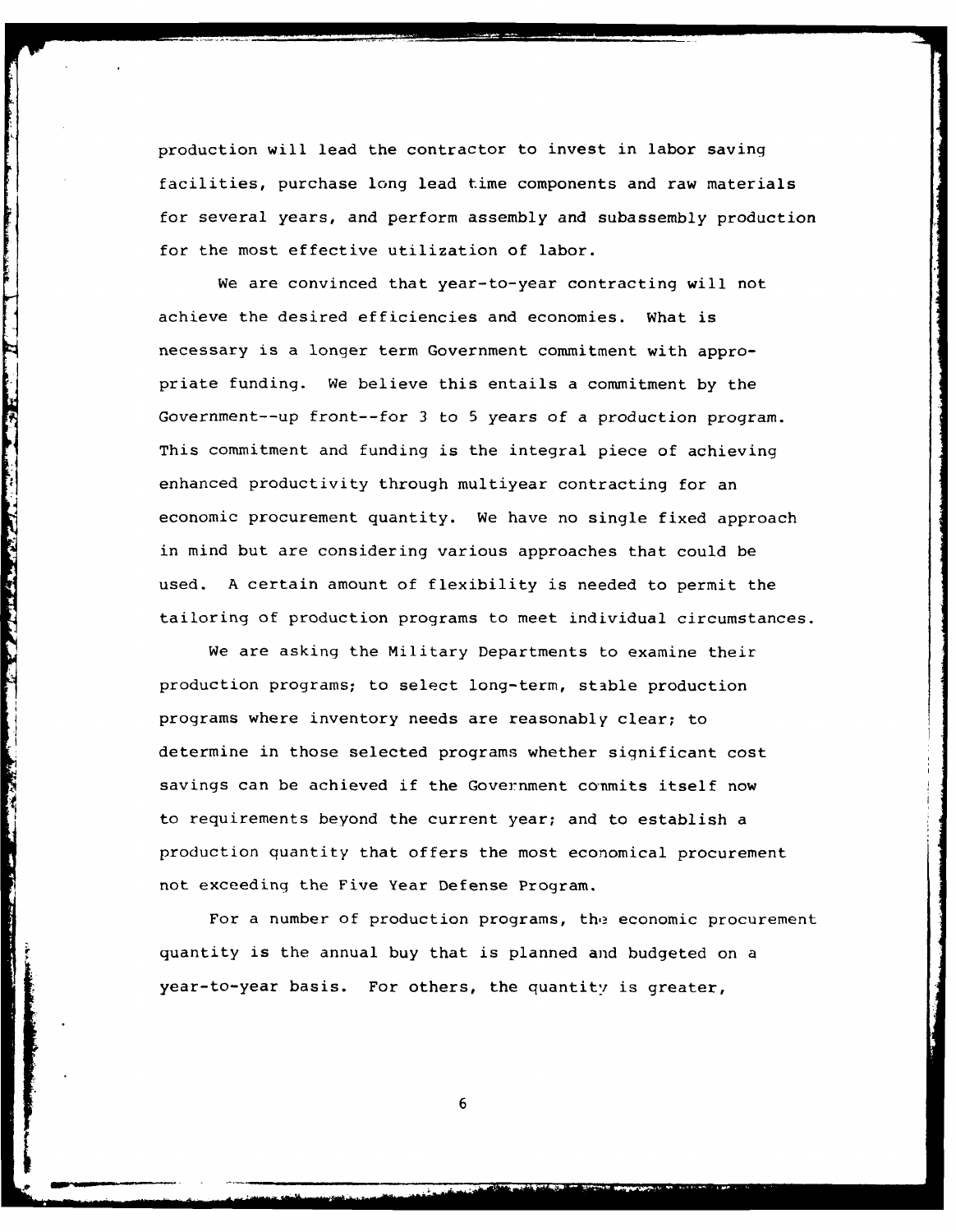production will lead the contractor to invest in labor saving facilities, purchase long lead time components and raw materials for several years, and perform assembly and subassembly production for the most effective utilization of labor.

We are convinced that year-to-year contracting will not achieve the desired efficiencies and economies. What is necessary is a longer term Government commitment with appropriate funding. We believe this entails a commitment by the Government--up front--for 3 to 5 years of a production program. This commitment and funding is the integral piece of achieving enhanced productivity through multiyear contracting for an economic procurement quantity. We have no single fixed approach in mind but are considering various approaches that could be used. A certain amount of flexibility is needed to permit the tailoring of production programs to meet individual circumstances.

We are asking the Military Departments to examine their production programs; to select long-term, stable production programs where inventory needs are reasonably clear; to determine in those selected programs whether significant cost savings can be achieved if the Government commits itself now to requirements beyond the current year; and to establish a production quantity that offers the most economical procurement not exceeding the Five Year Defense Program.

For a number of production programs, the economic procurement quantity is the annual buy that is planned and budgeted on a year-to-year basis. For others, the quantity is greater,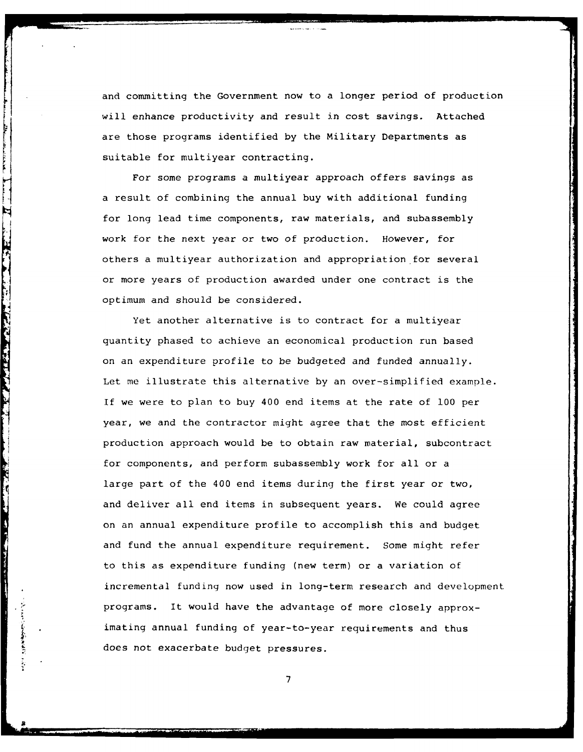and committing the Government now to a longer period of production will enhance productivity and result in cost savings. Attached are those programs identified by the Military Departments as suitable for multiyear contracting.

For some programs a multiyear approach offers savings as a result of combining the annual buy with additional funding for long lead time components, raw materials, and subassembly work for the next year or two of production. However, for others a multiyear authorization and appropriation for several or more years of production awarded under one contract is the optimum and should be considered.

Yet another alternative is to contract for a multiyear quantity phased to achieve an economical production run based on an expenditure profile to be budgeted and funded annually. Let me illustrate this alternative by an over-simplified example. If we were to plan to buy 400 end items at the rate of 100 per year, we and the contractor might agree that the most efficient production approach would be to obtain raw material, subcontract for components, and perform subassembly work for all or a large part of the 400 end items during the first year or two, and deliver all end items in subsequent years. We could agree on an annual expenditure profile to accomplish this and budget and fund the annual expenditure requirement. Some might refer to this as expenditure funding (new term) or a variation of incremental funding now used in long-term research and development programs. It would have the advantage of more closely approximating annual funding of year-to-year requirements and thus does not exacerbate budget pressures.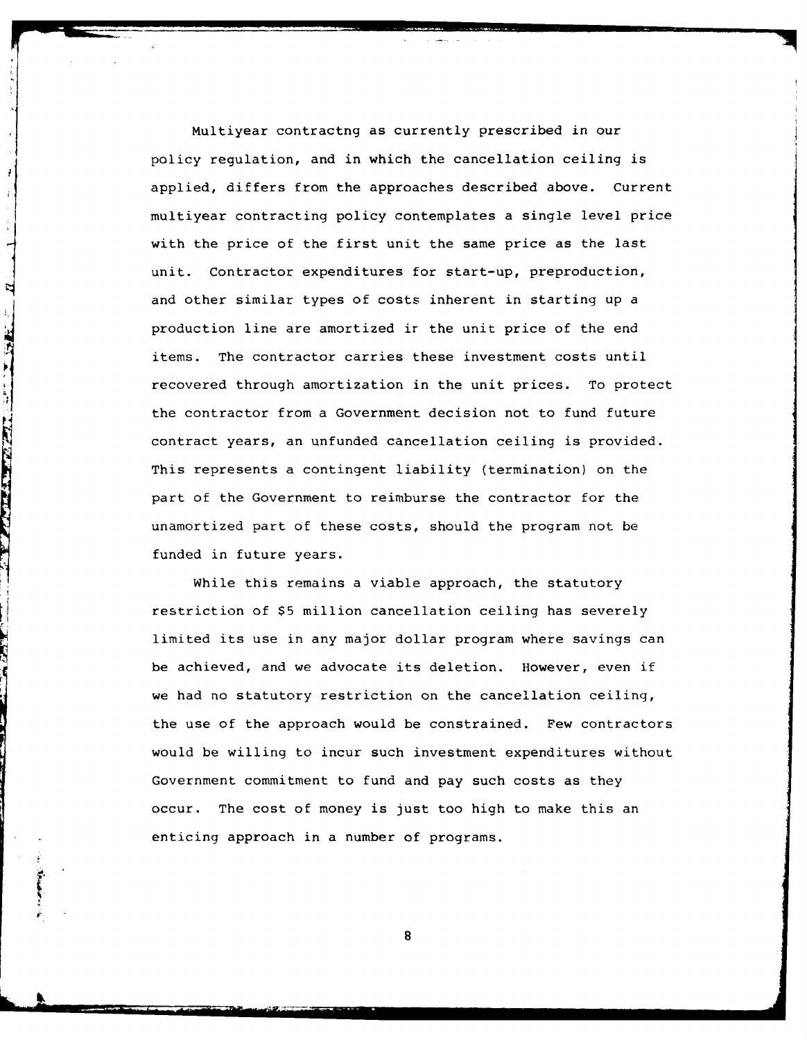Multiyear contractng as currently prescribed in our policy regulation, and in which the cancellation ceiling is applied, differs from the approaches described above. Current multiyear contracting policy contemplates a single level price with the price of the first unit the same price as the last unit. Contractor expenditures for start-up, preproduction, and other similar types of costs inherent in starting up a production line are amortized ir the unit price of the end items. The contractor carries these investment costs until recovered through amortization in the unit prices. To protect the contractor from a Government decision not to fund future contract years, an unfunded cancellation ceiling is provided. This represents a contingent liability (termination) on the part of the Government to reimburse the contractor for the unamortized part of these costs, should the program not be funded in future years.

While this remains a viable approach, the statutory restriction of $5 million cancellation ceiling has severely limited its use in any major dollar program where savings can be achieved, and we advocate its deletion. However, even if we had no statutory restriction on the cancellation ceiling, the use of the approach would be constrained. Few contractors would be willing to incur such investment expenditures without Government commitment to fund and pay such costs as they occur. The cost of money is just too high to make this an enticing approach in a number of programs.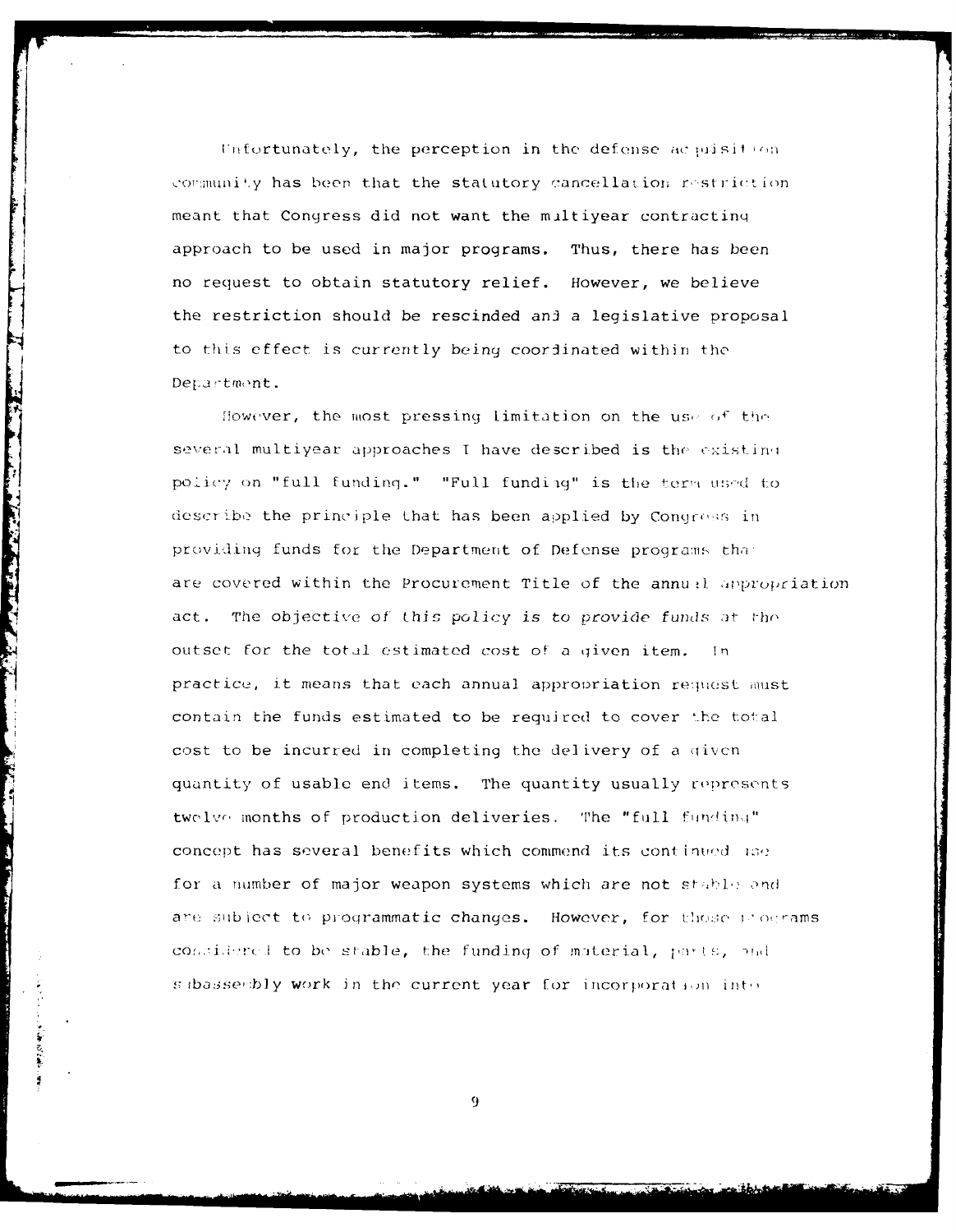Unfortunately, the perception in the defense acquisition community has been that the statutory cancellation restriction meant that Congress did not want the multiyear contracting approach to be used in major programs. Thus, there has been no request to obtain statutory relief. However, we believe the restriction should be rescinded and a legislative proposal to this effect is currently being coordinated within the Department.

However, the most pressing limitation on the use of the several multiyear approaches I have described is the existing policy on "full funding." "Full funding" is the term used to describe the principle that has been applied by Congress in providing funds for the Department of Defense programs that are covered within the Procurement Title of the annual appropriation act. The objective of this policy is to provide funds at the outset for the total estimated cost of a given item. In practice, it means that each annual appropriation request must contain the funds estimated to be required to cover the total cost to be incurred in completing the delivery of a given quantity of usable end items. The quantity usually represents twelve months of production deliveries. The "full funding" concept has several benefits which commend its continued use for a number of major weapon systems which are not stable and are subject to programmatic changes. However, for those programs considered to be stable, the funding of material, parts, and subassembly work in the current year for incorporation into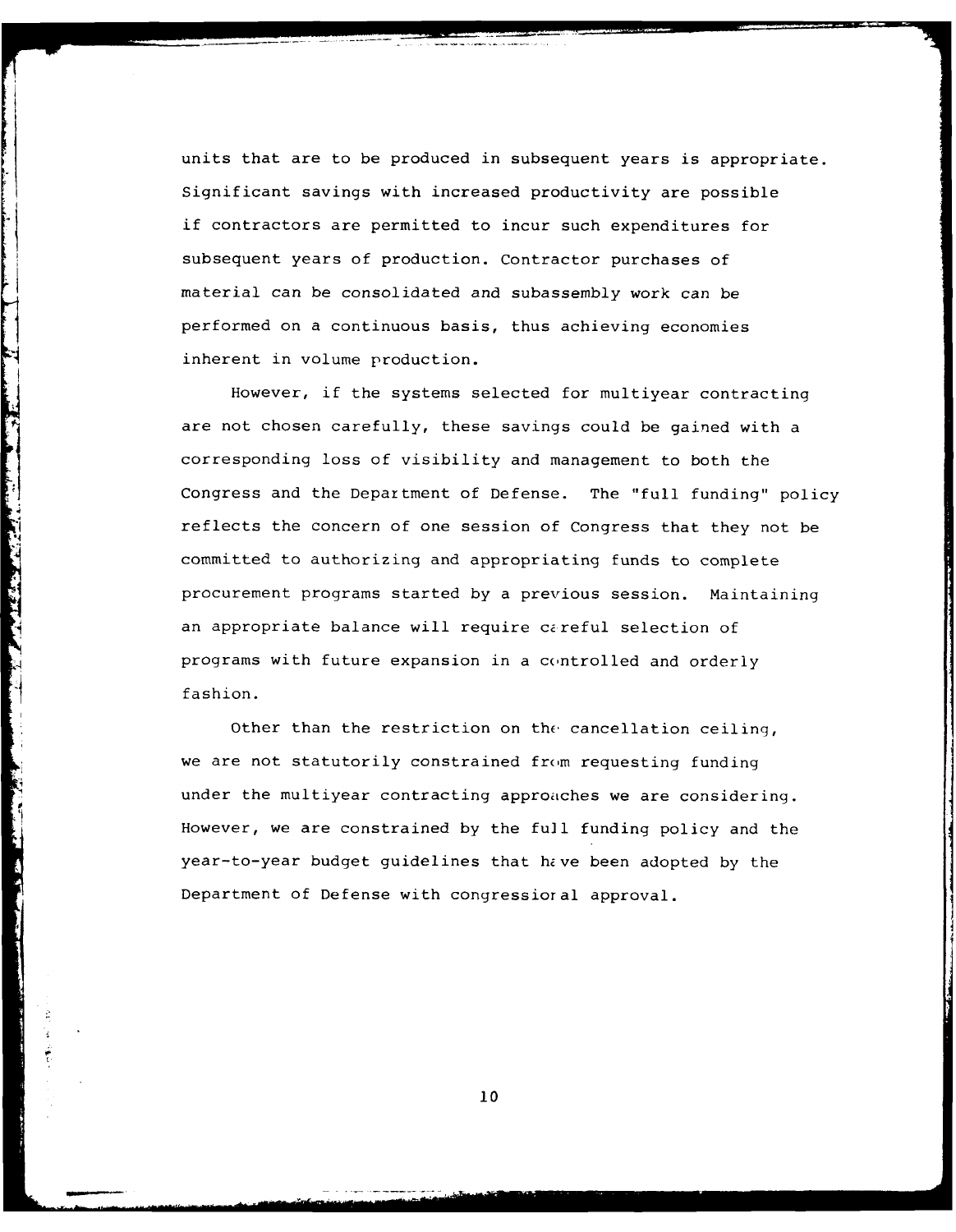units that are to be produced in subsequent years is appropriate. Significant savings with increased productivity are possible if contractors are permitted to incur such expenditures for subsequent years of production. Contractor purchases of material can be consolidated and subassembly work can be performed on a continuous basis, thus achieving economies inherent in volume production.

However, if the systems selected for multiyear contracting are not chosen carefully, these savings could be gained with a corresponding loss of visibility and management to both the Congress and the Department of Defense. The "full funding" policy reflects the concern of one session of Congress that they not be committed to authorizing and appropriating funds to complete procurement programs started by a previous session. Maintaining an appropriate balance will require careful selection of programs with future expansion in a controlled and orderly fashion.

Other than the restriction on the cancellation ceiling, we are not statutorily constrained from requesting funding under the multiyear contracting approaches we are considering. However, we are constrained by the full funding policy and the year-to-year budget guidelines that have been adopted by the Department of Defense with congressional approval.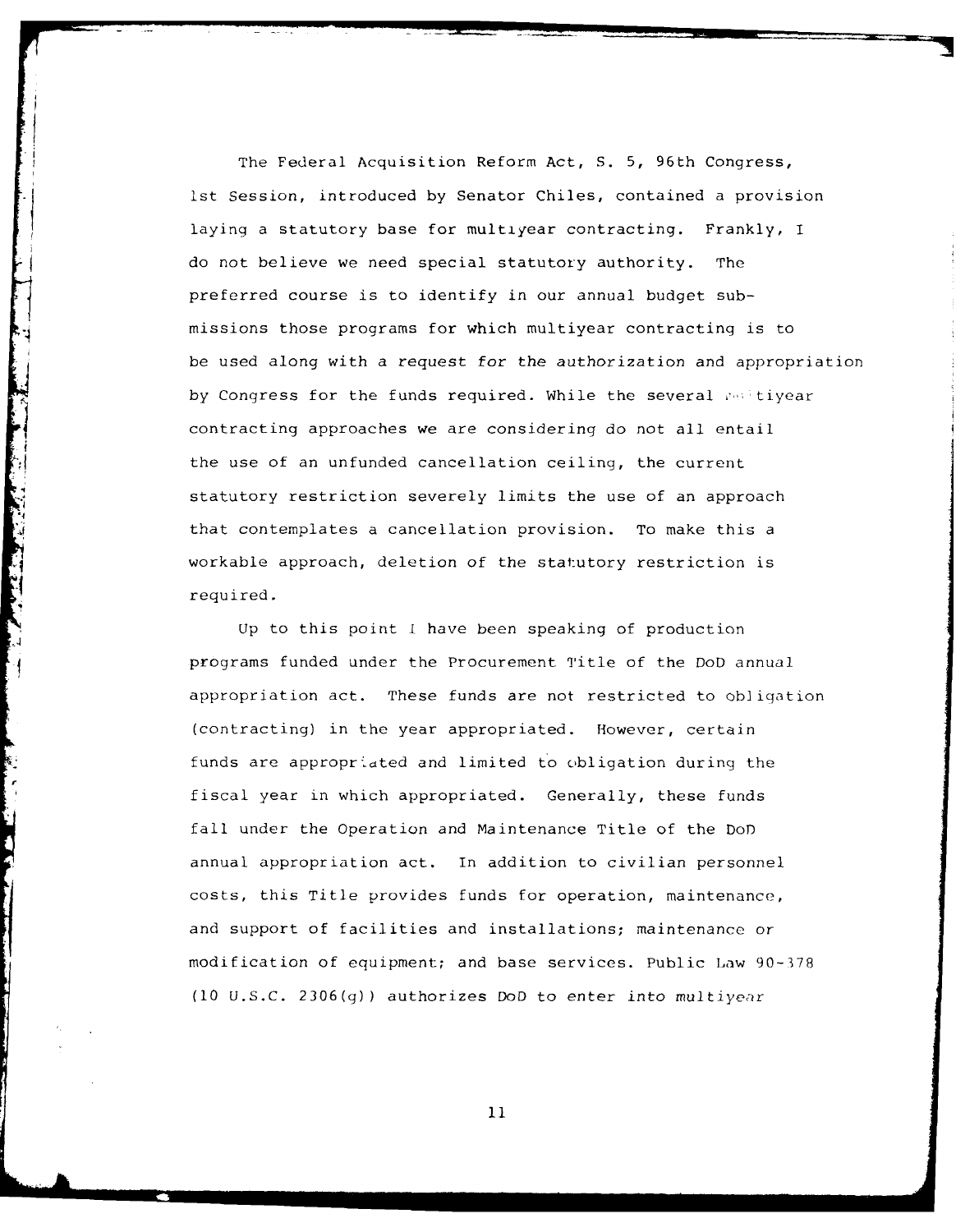The Federal Acquisition Reform Act, S. 5, 96th Congress, 1st Session, introduced by Senator Chiles, contained a provision laying a statutory base for multiyear contracting. Frankly, I do not believe we need special statutory authority. The preferred course is to identify in our annual budget submissions those programs for which multiyear contracting is to be used along with a request for the authorization and appropriation by Congress for the funds required. While the several multiyear contracting approaches we are considering do not all entail the use of an unfunded cancellation ceiling, the current statutory restriction severely limits the use of an approach that contemplates a cancellation provision. To make this a workable approach, deletion of the statutory restriction is required.

Up to this point I have been speaking of production programs funded under the Procurement Title of the DoD annual appropriation act. These funds are not restricted to obligation (contracting) in the year appropriated. However, certain funds are appropriated and limited to obligation during the fiscal year in which appropriated. Generally, these funds fall under the Operation and Maintenance Title of the DoD annual appropriation act. In addition to civilian personnel costs, this Title provides funds for operation, maintenance, and support of facilities and installations; maintenance or modification of equipment; and base services. Public Law 90-378 (10 U.S.C. 2306(g)) authorizes DoD to enter into multiyear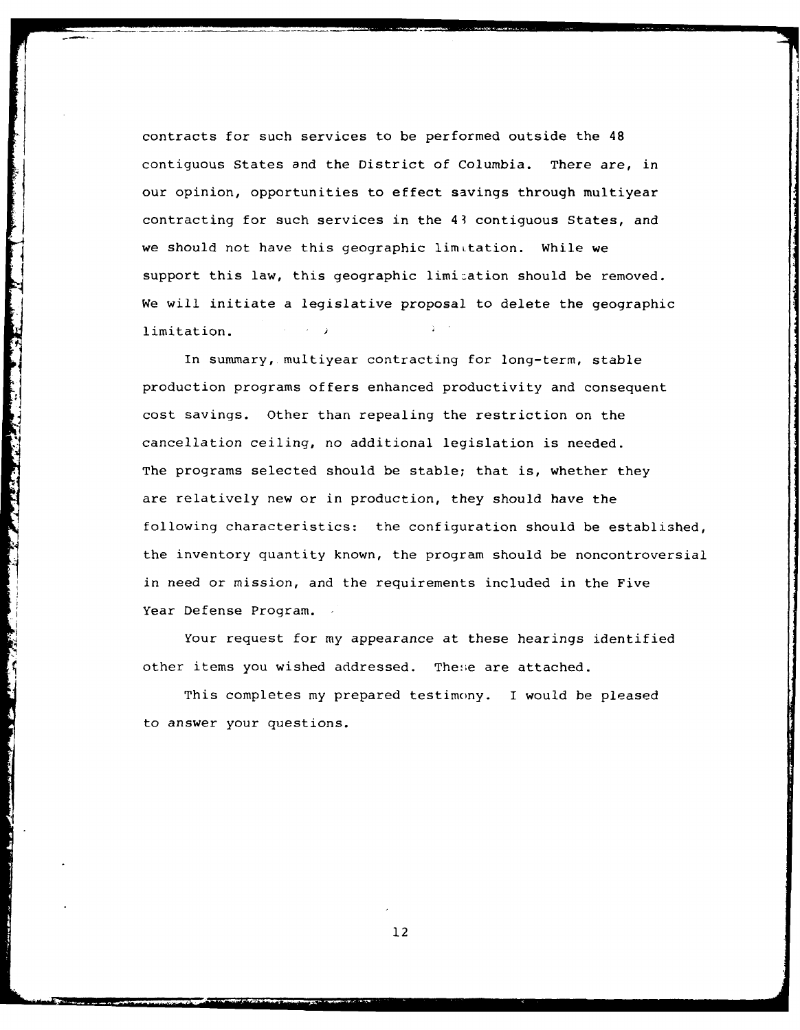contracts for such services to be performed outside the 48 contiguous States and the District of Columbia. There are, in our opinion, opportunities to effect savings through multiyear contracting for such services in the 48 contiguous States, and we should not have this geographic limitation. While we support this law, this geographic limitation should be removed. We will initiate a legislative proposal to delete the geographic limitation.

In summary, multiyear contracting for long-term, stable production programs offers enhanced productivity and consequent cost savings. Other than repealing the restriction on the cancellation ceiling, no additional legislation is needed. The programs selected should be stable; that is, whether they are relatively new or in production, they should have the following characteristics: the configuration should be established, the inventory quantity known, the program should be noncontroversial in need or mission, and the requirements included in the Five Year Defense Program.

Your request for my appearance at these hearings identified other items you wished addressed. These are attached.

This completes my prepared testimony. I would be pleased to answer your questions.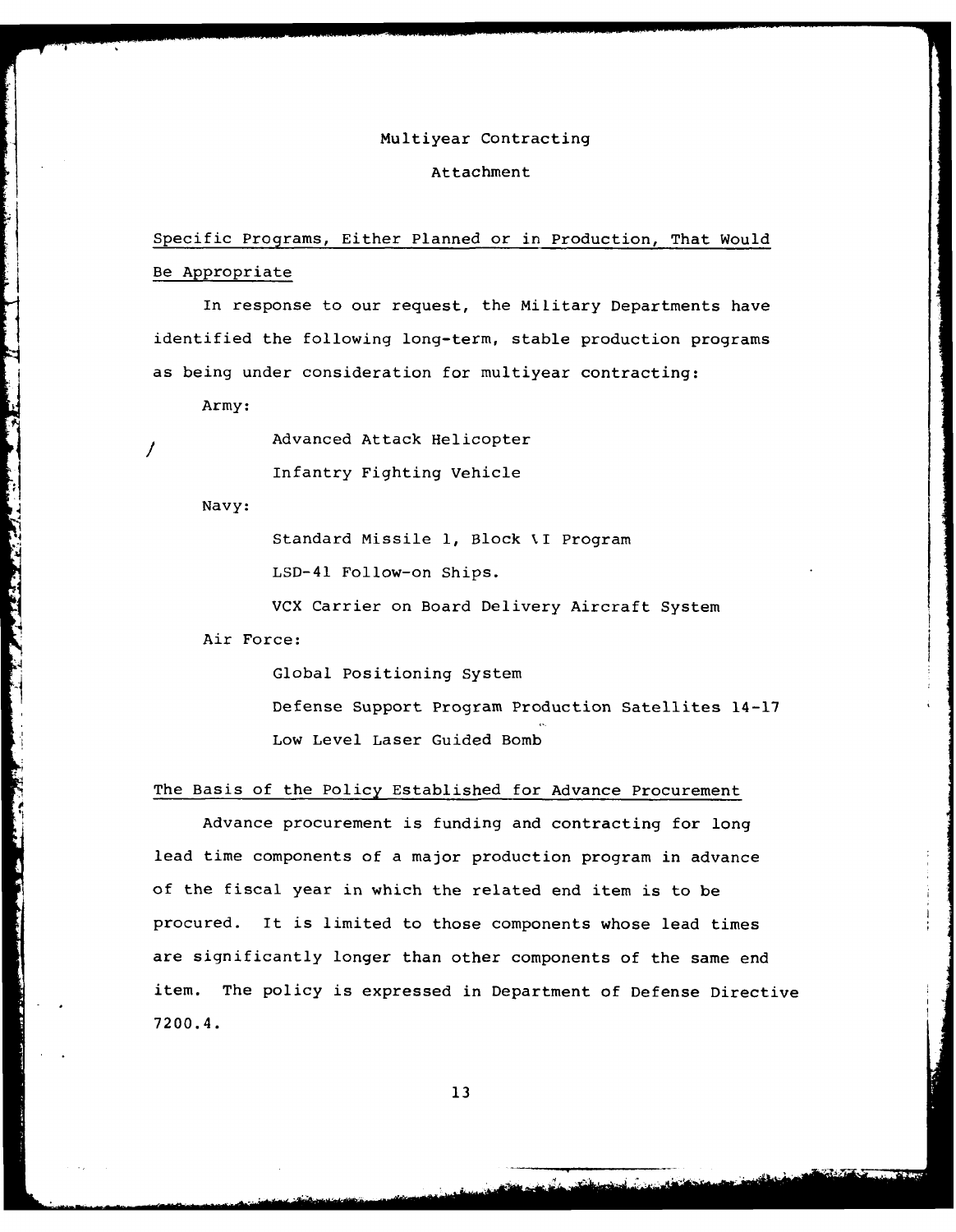# Multiyear Contracting

## Attachment

### Specific Programs, Either Planned or in Production, That Would Be Appropriate

In response to our request, the Military Departments have identified the following long-term, stable production programs as being under consideration for multiyear contracting:

Army:

- Advanced Attack Helicopter
- Infantry Fighting Vehicle

Navy:

- Standard Missile 1, Block \I Program
- LSD-41 Follow-on Ships.
- VCX Carrier on Board Delivery Aircraft System

Air Force:

- Global Positioning System
- Defense Support Program Production Satellites 14-17
- Low Level Laser Guided Bomb

### The Basis of the Policy Established for Advance Procurement

Advance procurement is funding and contracting for long lead time components of a major production program in advance of the fiscal year in which the related end item is to be procured. It is limited to those components whose lead times are significantly longer than other components of the same end item. The policy is expressed in Department of Defense Directive 7200.4.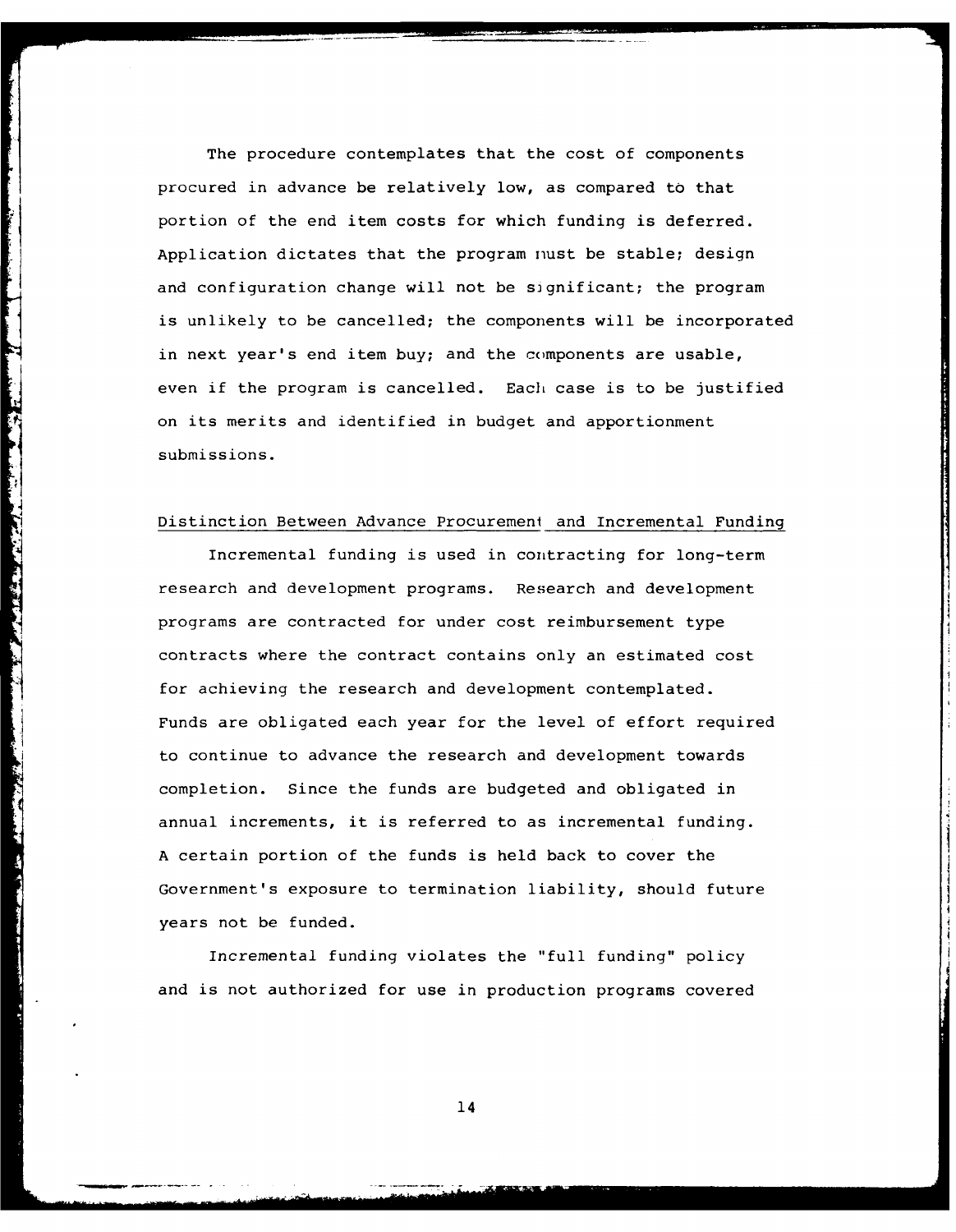The procedure contemplates that the cost of components procured in advance be relatively low, as compared to that portion of the end item costs for which funding is deferred. Application dictates that the program must be stable; design and configuration change will not be significant; the program is unlikely to be cancelled; the components will be incorporated in next year's end item buy; and the components are usable, even if the program is cancelled. Each case is to be justified on its merits and identified in budget and apportionment submissions.

## Distinction Between Advance Procurement and Incremental Funding

Incremental funding is used in contracting for long-term research and development programs. Research and development programs are contracted for under cost reimbursement type contracts where the contract contains only an estimated cost for achieving the research and development contemplated. Funds are obligated each year for the level of effort required to continue to advance the research and development towards completion. Since the funds are budgeted and obligated in annual increments, it is referred to as incremental funding. A certain portion of the funds is held back to cover the Government's exposure to termination liability, should future years not be funded.

Incremental funding violates the "full funding" policy and is not authorized for use in production programs covered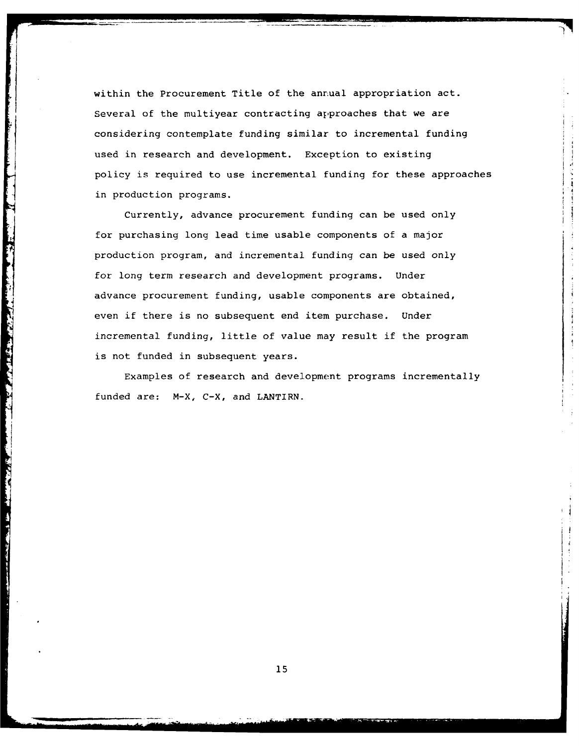within the Procurement Title of the annual appropriation act. Several of the multiyear contracting approaches that we are considering contemplate funding similar to incremental funding used in research and development. Exception to existing policy is required to use incremental funding for these approaches in production programs.

Currently, advance procurement funding can be used only for purchasing long lead time usable components of a major production program, and incremental funding can be used only for long term research and development programs. Under advance procurement funding, usable components are obtained, even if there is no subsequent end item purchase. Under incremental funding, little of value may result if the program is not funded in subsequent years.

Examples of research and development programs incrementally funded are: M-X, C-X, and LANTIRN.